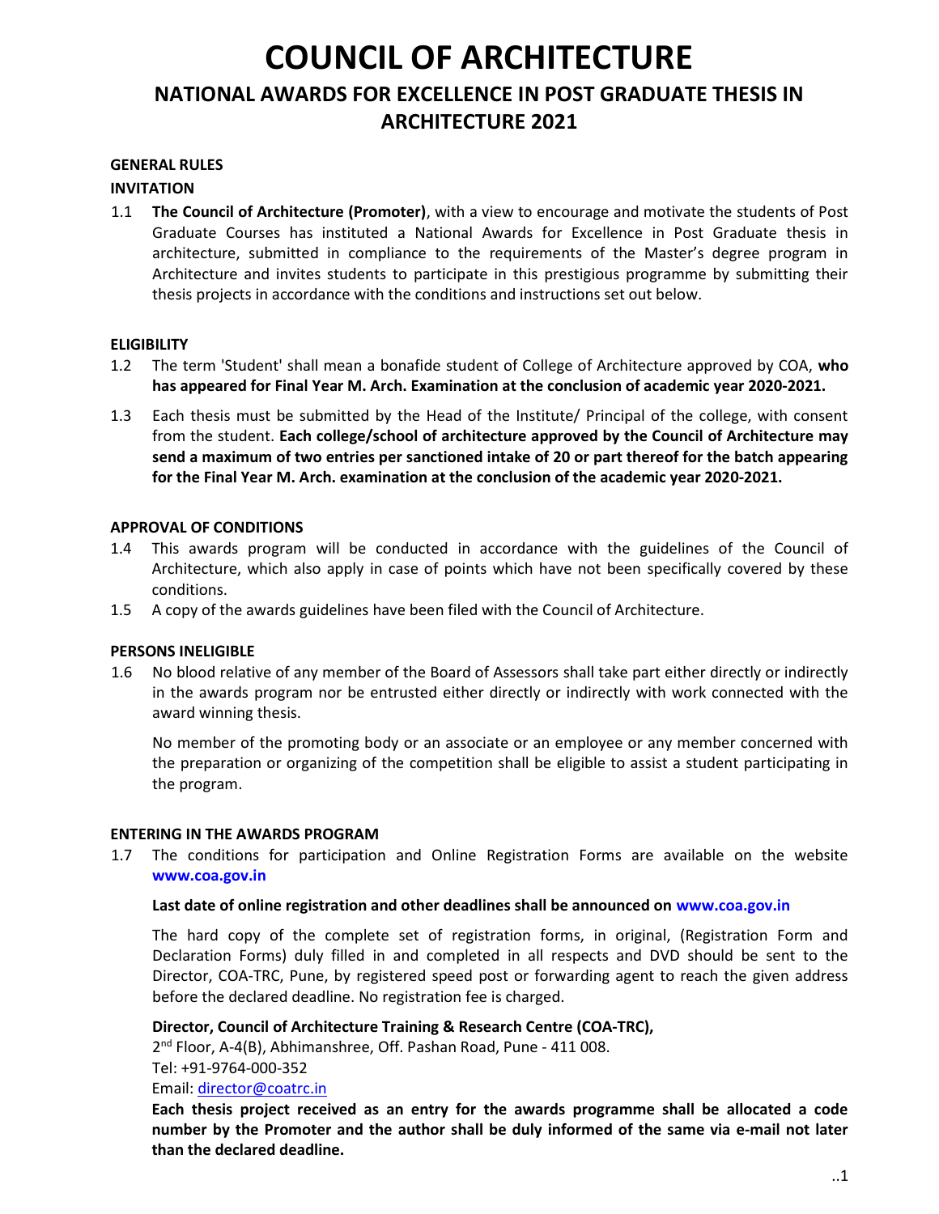# COUNCIL OF ARCHITECTURE

## NATIONAL AWARDS FOR EXCELLENCE IN POST GRADUATE THESIS IN ARCHITECTURE 2021

**GENERAL RULES**

**INVITATION**

1.1 **The Council of Architecture (Promoter)**, with a view to encourage and motivate the students of Post Graduate Courses has instituted a National Awards for Excellence in Post Graduate thesis in architecture, submitted in compliance to the requirements of the Master's degree program in Architecture and invites students to participate in this prestigious programme by submitting their thesis projects in accordance with the conditions and instructions set out below.

**ELIGIBILITY**

1.2 The term 'Student' shall mean a bonafide student of College of Architecture approved by COA, **who has appeared for Final Year M. Arch. Examination at the conclusion of academic year 2020-2021.**

1.3 Each thesis must be submitted by the Head of the Institute/ Principal of the college, with consent from the student. **Each college/school of architecture approved by the Council of Architecture may send a maximum of two entries per sanctioned intake of 20 or part thereof for the batch appearing for the Final Year M. Arch. examination at the conclusion of the academic year 2020-2021.**

**APPROVAL OF CONDITIONS**

1.4 This awards program will be conducted in accordance with the guidelines of the Council of Architecture, which also apply in case of points which have not been specifically covered by these conditions.

1.5 A copy of the awards guidelines have been filed with the Council of Architecture.

**PERSONS INELIGIBLE**

1.6 No blood relative of any member of the Board of Assessors shall take part either directly or indirectly in the awards program nor be entrusted either directly or indirectly with work connected with the award winning thesis.

No member of the promoting body or an associate or an employee or any member concerned with the preparation or organizing of the competition shall be eligible to assist a student participating in the program.

**ENTERING IN THE AWARDS PROGRAM**

1.7 The conditions for participation and Online Registration Forms are available on the website **www.coa.gov.in**

**Last date of online registration and other deadlines shall be announced on www.coa.gov.in**

The hard copy of the complete set of registration forms, in original, (Registration Form and Declaration Forms) duly filled in and completed in all respects and DVD should be sent to the Director, COA-TRC, Pune, by registered speed post or forwarding agent to reach the given address before the declared deadline. No registration fee is charged.

**Director, Council of Architecture Training & Research Centre (COA-TRC),**
2nd Floor, A-4(B), Abhimanshree, Off. Pashan Road, Pune - 411 008.
Tel: +91-9764-000-352
Email: director@coatrc.in

**Each thesis project received as an entry for the awards programme shall be allocated a code number by the Promoter and the author shall be duly informed of the same via e-mail not later than the declared deadline.**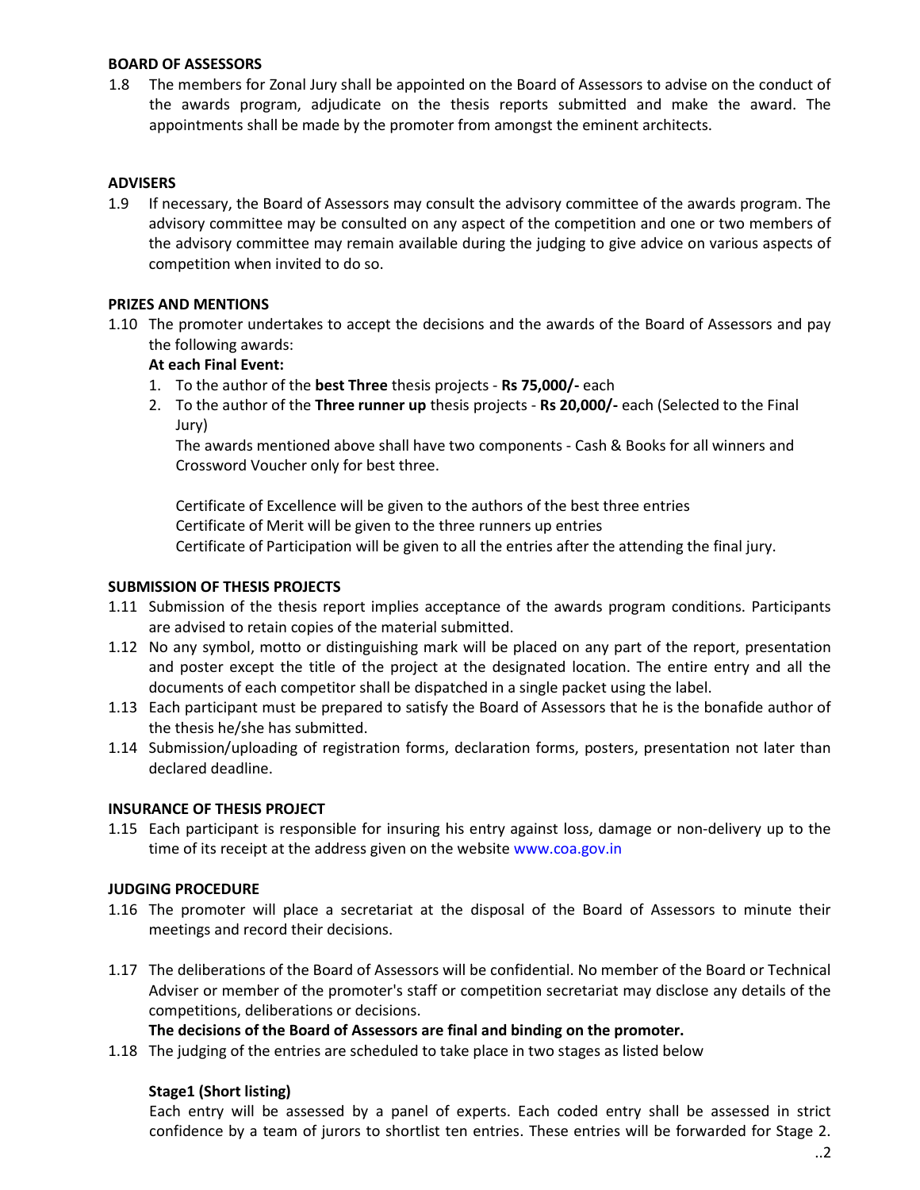**BOARD OF ASSESSORS**

1.8 The members for Zonal Jury shall be appointed on the Board of Assessors to advise on the conduct of the awards program, adjudicate on the thesis reports submitted and make the award. The appointments shall be made by the promoter from amongst the eminent architects.

**ADVISERS**

1.9 If necessary, the Board of Assessors may consult the advisory committee of the awards program. The advisory committee may be consulted on any aspect of the competition and one or two members of the advisory committee may remain available during the judging to give advice on various aspects of competition when invited to do so.

**PRIZES AND MENTIONS**

1.10 The promoter undertakes to accept the decisions and the awards of the Board of Assessors and pay the following awards:

**At each Final Event:**

1. To the author of the **best Three** thesis projects - **Rs 75,000/-** each
2. To the author of the **Three runner up** thesis projects - **Rs 20,000/-** each (Selected to the Final Jury)

   The awards mentioned above shall have two components - Cash & Books for all winners and Crossword Voucher only for best three.

   Certificate of Excellence will be given to the authors of the best three entries
   Certificate of Merit will be given to the three runners up entries
   Certificate of Participation will be given to all the entries after the attending the final jury.

**SUBMISSION OF THESIS PROJECTS**

1.11 Submission of the thesis report implies acceptance of the awards program conditions. Participants are advised to retain copies of the material submitted.

1.12 No any symbol, motto or distinguishing mark will be placed on any part of the report, presentation and poster except the title of the project at the designated location. The entire entry and all the documents of each competitor shall be dispatched in a single packet using the label.

1.13 Each participant must be prepared to satisfy the Board of Assessors that he is the bonafide author of the thesis he/she has submitted.

1.14 Submission/uploading of registration forms, declaration forms, posters, presentation not later than declared deadline.

**INSURANCE OF THESIS PROJECT**

1.15 Each participant is responsible for insuring his entry against loss, damage or non-delivery up to the time of its receipt at the address given on the website www.coa.gov.in

**JUDGING PROCEDURE**

1.16 The promoter will place a secretariat at the disposal of the Board of Assessors to minute their meetings and record their decisions.

1.17 The deliberations of the Board of Assessors will be confidential. No member of the Board or Technical Adviser or member of the promoter's staff or competition secretariat may disclose any details of the competitions, deliberations or decisions.

**The decisions of the Board of Assessors are final and binding on the promoter.**

1.18 The judging of the entries are scheduled to take place in two stages as listed below

**Stage1 (Short listing)**

Each entry will be assessed by a panel of experts. Each coded entry shall be assessed in strict confidence by a team of jurors to shortlist ten entries. These entries will be forwarded for Stage 2.

..2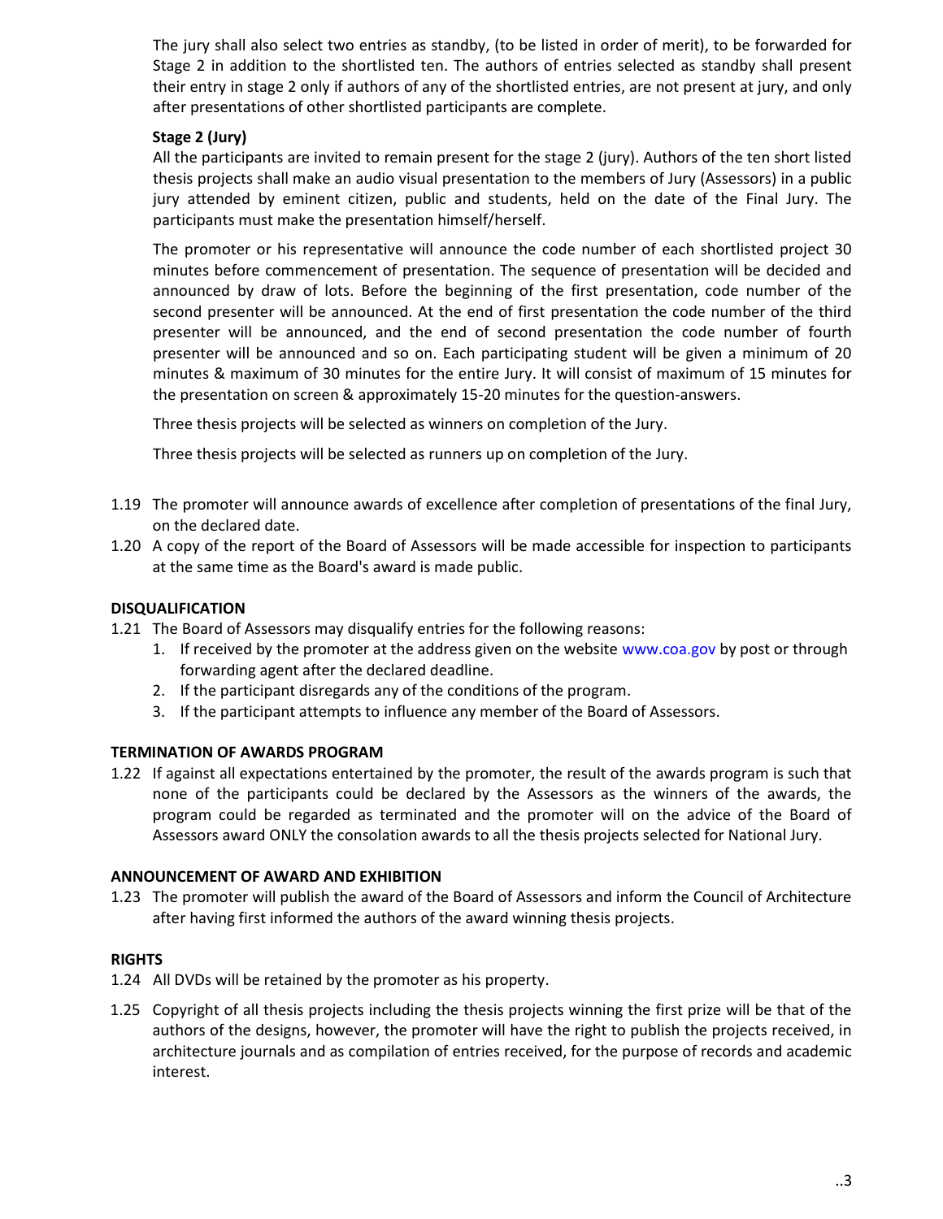The jury shall also select two entries as standby, (to be listed in order of merit), to be forwarded for Stage 2 in addition to the shortlisted ten. The authors of entries selected as standby shall present their entry in stage 2 only if authors of any of the shortlisted entries, are not present at jury, and only after presentations of other shortlisted participants are complete.

**Stage 2 (Jury)**

All the participants are invited to remain present for the stage 2 (jury). Authors of the ten short listed thesis projects shall make an audio visual presentation to the members of Jury (Assessors) in a public jury attended by eminent citizen, public and students, held on the date of the Final Jury. The participants must make the presentation himself/herself.

The promoter or his representative will announce the code number of each shortlisted project 30 minutes before commencement of presentation. The sequence of presentation will be decided and announced by draw of lots. Before the beginning of the first presentation, code number of the second presenter will be announced. At the end of first presentation the code number of the third presenter will be announced, and the end of second presentation the code number of fourth presenter will be announced and so on. Each participating student will be given a minimum of 20 minutes & maximum of 30 minutes for the entire Jury. It will consist of maximum of 15 minutes for the presentation on screen & approximately 15-20 minutes for the question-answers.

Three thesis projects will be selected as winners on completion of the Jury.

Three thesis projects will be selected as runners up on completion of the Jury.

1.19 The promoter will announce awards of excellence after completion of presentations of the final Jury, on the declared date.

1.20 A copy of the report of the Board of Assessors will be made accessible for inspection to participants at the same time as the Board's award is made public.

**DISQUALIFICATION**

1.21 The Board of Assessors may disqualify entries for the following reasons:
   1. If received by the promoter at the address given on the website www.coa.gov by post or through forwarding agent after the declared deadline.
   2. If the participant disregards any of the conditions of the program.
   3. If the participant attempts to influence any member of the Board of Assessors.

**TERMINATION OF AWARDS PROGRAM**

1.22 If against all expectations entertained by the promoter, the result of the awards program is such that none of the participants could be declared by the Assessors as the winners of the awards, the program could be regarded as terminated and the promoter will on the advice of the Board of Assessors award ONLY the consolation awards to all the thesis projects selected for National Jury.

**ANNOUNCEMENT OF AWARD AND EXHIBITION**

1.23 The promoter will publish the award of the Board of Assessors and inform the Council of Architecture after having first informed the authors of the award winning thesis projects.

**RIGHTS**

1.24 All DVDs will be retained by the promoter as his property.

1.25 Copyright of all thesis projects including the thesis projects winning the first prize will be that of the authors of the designs, however, the promoter will have the right to publish the projects received, in architecture journals and as compilation of entries received, for the purpose of records and academic interest.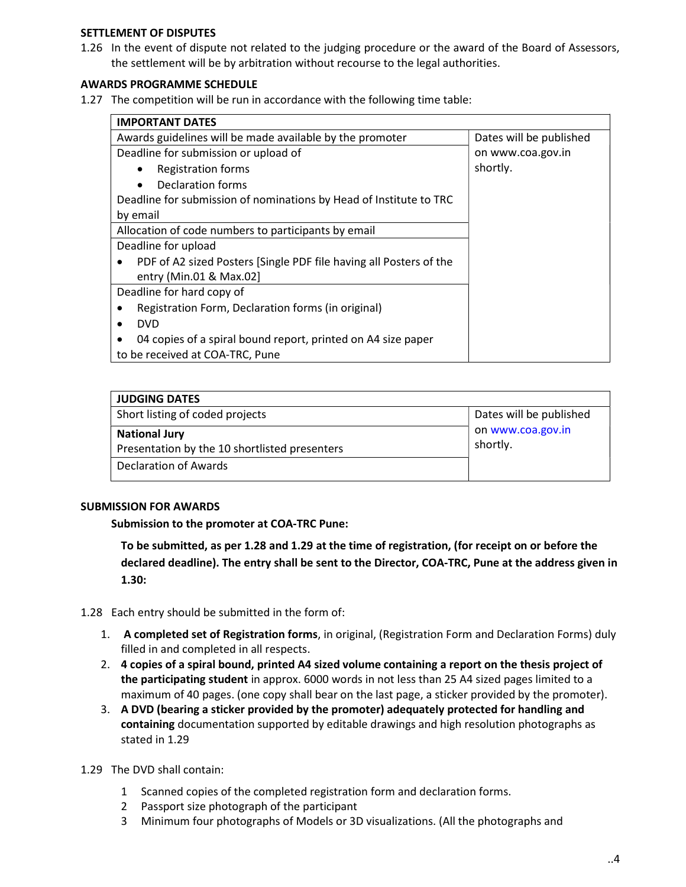**SETTLEMENT OF DISPUTES**

1.26 In the event of dispute not related to the judging procedure or the award of the Board of Assessors, the settlement will be by arbitration without recourse to the legal authorities.

**AWARDS PROGRAMME SCHEDULE**

1.27 The competition will be run in accordance with the following time table:

| **IMPORTANT DATES** | |
|---|---|
| Awards guidelines will be made available by the promoter | Dates will be published on www.coa.gov.in shortly. |
| Deadline for submission or upload of<br>• Registration forms<br>• Declaration forms<br>Deadline for submission of nominations by Head of Institute to TRC by email | |
| Allocation of code numbers to participants by email | |
| Deadline for upload<br>• PDF of A2 sized Posters [Single PDF file having all Posters of the entry (Min.01 & Max.02] | |
| Deadline for hard copy of<br>• Registration Form, Declaration forms (in original)<br>• DVD<br>• 04 copies of a spiral bound report, printed on A4 size paper<br>to be received at COA-TRC, Pune | |

| **JUDGING DATES** | |
|---|---|
| Short listing of coded projects | Dates will be published on www.coa.gov.in shortly. |
| **National Jury**<br>Presentation by the 10 shortlisted presenters | |
| Declaration of Awards | |

**SUBMISSION FOR AWARDS**

**Submission to the promoter at COA-TRC Pune:**

**To be submitted, as per 1.28 and 1.29 at the time of registration, (for receipt on or before the declared deadline). The entry shall be sent to the Director, COA-TRC, Pune at the address given in 1.30:**

1.28 Each entry should be submitted in the form of:

1. **A completed set of Registration forms**, in original, (Registration Form and Declaration Forms) duly filled in and completed in all respects.
2. **4 copies of a spiral bound, printed A4 sized volume containing a report on the thesis project of the participating student** in approx. 6000 words in not less than 25 A4 sized pages limited to a maximum of 40 pages. (one copy shall bear on the last page, a sticker provided by the promoter).
3. **A DVD (bearing a sticker provided by the promoter) adequately protected for handling and containing** documentation supported by editable drawings and high resolution photographs as stated in 1.29

1.29 The DVD shall contain:

1 Scanned copies of the completed registration form and declaration forms.
2 Passport size photograph of the participant
3 Minimum four photographs of Models or 3D visualizations. (All the photographs and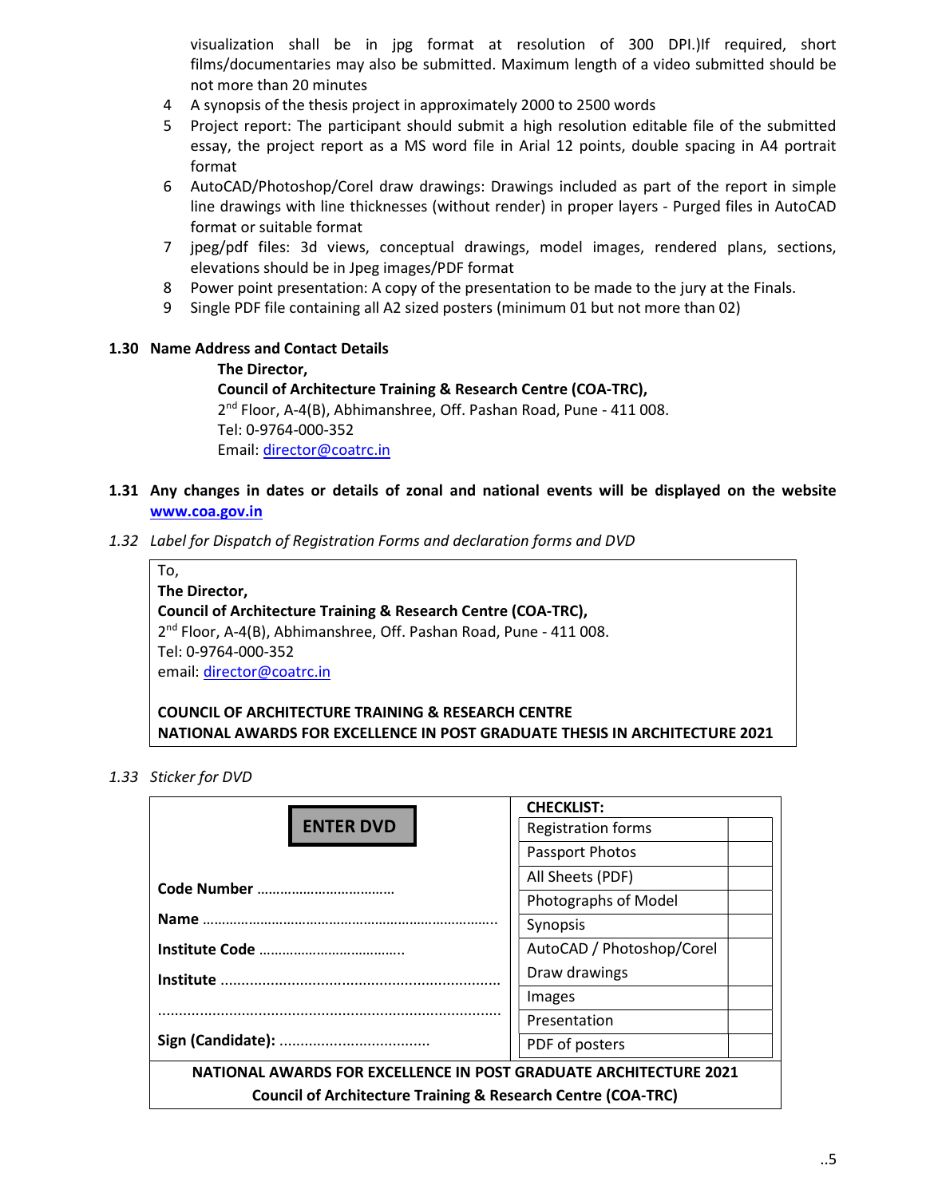visualization shall be in jpg format at resolution of 300 DPI.)If required, short films/documentaries may also be submitted. Maximum length of a video submitted should be not more than 20 minutes

4. A synopsis of the thesis project in approximately 2000 to 2500 words
5. Project report: The participant should submit a high resolution editable file of the submitted essay, the project report as a MS word file in Arial 12 points, double spacing in A4 portrait format
6. AutoCAD/Photoshop/Corel draw drawings: Drawings included as part of the report in simple line drawings with line thicknesses (without render) in proper layers - Purged files in AutoCAD format or suitable format
7. jpeg/pdf files: 3d views, conceptual drawings, model images, rendered plans, sections, elevations should be in Jpeg images/PDF format
8. Power point presentation: A copy of the presentation to be made to the jury at the Finals.
9. Single PDF file containing all A2 sized posters (minimum 01 but not more than 02)

**1.30 Name Address and Contact Details**

**The Director,**
**Council of Architecture Training & Research Centre (COA-TRC),**
2nd Floor, A-4(B), Abhimanshree, Off. Pashan Road, Pune - 411 008.
Tel: 0-9764-000-352
Email: director@coatrc.in

**1.31 Any changes in dates or details of zonal and national events will be displayed on the website www.coa.gov.in**

*1.32 Label for Dispatch of Registration Forms and declaration forms and DVD*

To,
**The Director,**
**Council of Architecture Training & Research Centre (COA-TRC),**
2nd Floor, A-4(B), Abhimanshree, Off. Pashan Road, Pune - 411 008.
Tel: 0-9764-000-352
email: director@coatrc.in

**COUNCIL OF ARCHITECTURE TRAINING & RESEARCH CENTRE**
**NATIONAL AWARDS FOR EXCELLENCE IN POST GRADUATE THESIS IN ARCHITECTURE 2021**

*1.33 Sticker for DVD*

| | | |
|---|---|---|
| **ENTER DVD** | **CHECKLIST:** | |
| | Registration forms | |
| | Passport Photos | |
| **Code Number** ................................ | All Sheets (PDF) | |
| | Photographs of Model | |
| **Name** ................................................................. | Synopsis | |
| **Institute Code** .................................. | AutoCAD / Photoshop/Corel Draw drawings | |
| **Institute** ................................................................. | Images | |
| ................................................................................. | Presentation | |
| **Sign (Candidate):** .................................... | PDF of posters | |

**NATIONAL AWARDS FOR EXCELLENCE IN POST GRADUATE ARCHITECTURE 2021**
**Council of Architecture Training & Research Centre (COA-TRC)**